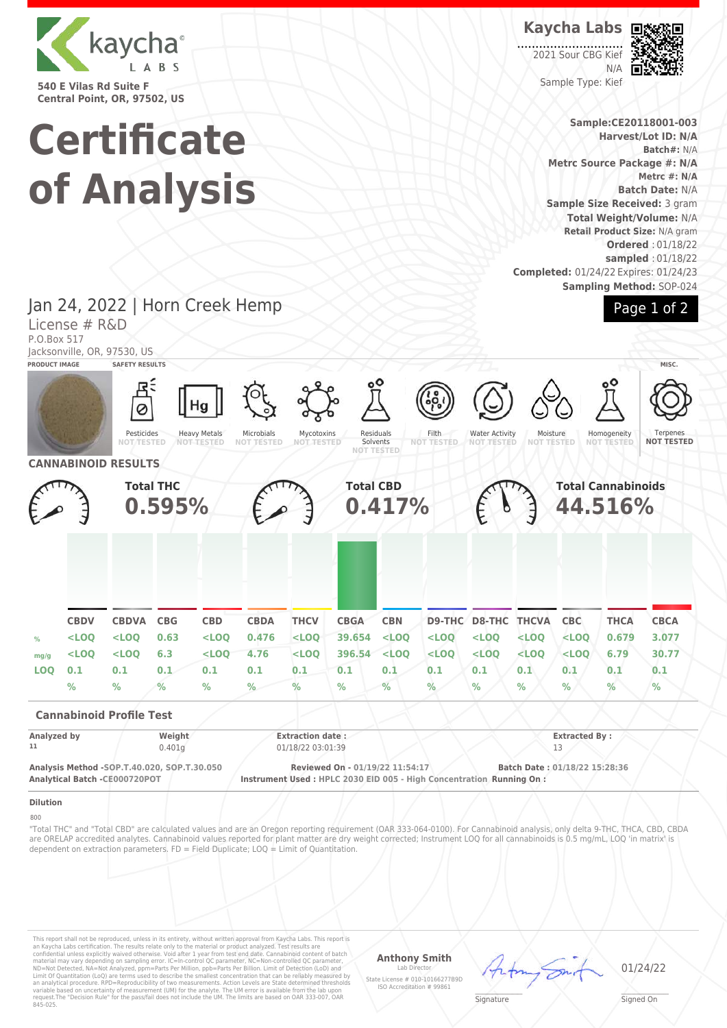kaycha LABS

540 E Vilas Rd Suite F
Central Point, OR, 97502, US

# Certificate of Analysis

**Kaycha Labs**

2021 Sour CBG Kief
N/A
Sample Type: Kief

**Sample:CE20118001-003**
**Harvest/Lot ID: N/A**
**Batch#:** N/A
**Metrc Source Package #: N/A**
**Metrc #: N/A**
**Batch Date:** N/A
**Sample Size Received:** 3 gram
**Total Weight/Volume:** N/A
**Retail Product Size:** N/A gram
**Ordered** : 01/18/22
**sampled** : 01/18/22
**Completed:** 01/24/22 Expires: 01/24/23
**Sampling Method:** SOP-024

## Jan 24, 2022 | Horn Creek Hemp

License # R&D
P.O.Box 517
Jacksonville, OR, 97530, US

**PRODUCT IMAGE** | **SAFETY RESULTS** | **MISC.**

| Pesticides | Heavy Metals | Microbials | Mycotoxins | Residuals Solvents | Filth | Water Activity | Moisture | Homogeneity | Terpenes |
|---|---|---|---|---|---|---|---|---|---|
| NOT TESTED | NOT TESTED | NOT TESTED | NOT TESTED | NOT TESTED | NOT TESTED | NOT TESTED | NOT TESTED | NOT TESTED | NOT TESTED |

## CANNABINOID RESULTS

**Total THC** 0.595%

**Total CBD** 0.417%

**Total Cannabinoids** 44.516%

| | CBDV | CBDVA | CBG | CBD | CBDA | THCV | CBGA | CBN | D9-THC | D8-THC | THCVA | CBC | THCA | CBCA |
|---|---|---|---|---|---|---|---|---|---|---|---|---|---|---|
| % | <LOQ | <LOQ | 0.63 | <LOQ | 0.476 | <LOQ | 39.654 | <LOQ | <LOQ | <LOQ | <LOQ | <LOQ | 0.679 | 3.077 |
| mg/g | <LOQ | <LOQ | 6.3 | <LOQ | 4.76 | <LOQ | 396.54 | <LOQ | <LOQ | <LOQ | <LOQ | <LOQ | 6.79 | 30.77 |
| LOQ | 0.1 % | 0.1 % | 0.1 % | 0.1 % | 0.1 % | 0.1 % | 0.1 % | 0.1 % | 0.1 % | 0.1 % | 0.1 % | 0.1 % | 0.1 % | 0.1 % |

### Cannabinoid Profile Test

| Analyzed by | Weight | Extraction date : | Extracted By : |
|---|---|---|---|
| 11 | 0.401g | 01/18/22 03:01:39 | 13 |

**Analysis Method -SOP.T.40.020, SOP.T.30.050**
**Analytical Batch -CE000720POT**
**Reviewed On - 01/19/22 11:54:17**
**Instrument Used : HPLC 2030 EID 005 - High Concentration**
**Batch Date : 01/18/22 15:28:36**
**Running On :**

**Dilution**

800

"Total THC" and "Total CBD" are calculated values and are an Oregon reporting requirement (OAR 333-064-0100). For Cannabinoid analysis, only delta 9-THC, THCA, CBD, CBDA are ORELAP accredited analytes. Cannabinoid values reported for plant matter are dry weight corrected; Instrument LOQ for all cannabinoids is 0.5 mg/mL, LOQ 'in matrix' is dependent on extraction parameters. FD = Field Duplicate; LOQ = Limit of Quantitation.

This report shall not be reproduced, unless in its entirety, without written approval from Kaycha Labs. This report is an Kaycha Labs certification. The results relate only to the material or product analyzed. Test results are confidential unless explicitly waived otherwise. Void after 1 year from test end date. Cannabinoid content of batch material may vary depending on sampling error. IC=In-control QC parameter, NC=Non-controlled QC parameter, ND=Not Detected, NA=Not Analyzed, ppm=Parts Per Million, ppb=Parts Per Billion. Limit of Detection (LoD) and Limit Of Quantitation (LoQ) are terms used to describe the smallest concentration that can be reliably measured by an analytical procedure. RPD=Reproducibility of two measurements. Action Levels are State determined thresholds variable based on uncertainty of measurement (UM) for the analyte. The UM error is available from the lab upon request.The "Decision Rule" for the pass/fail does not include the UM. The limits are based on OAR 333-007, OAR 845-025.

**Anthony Smith**
Lab Director
State License # 010-10166277B9D
ISO Accreditation # 99861

Signature

01/24/22
Signed On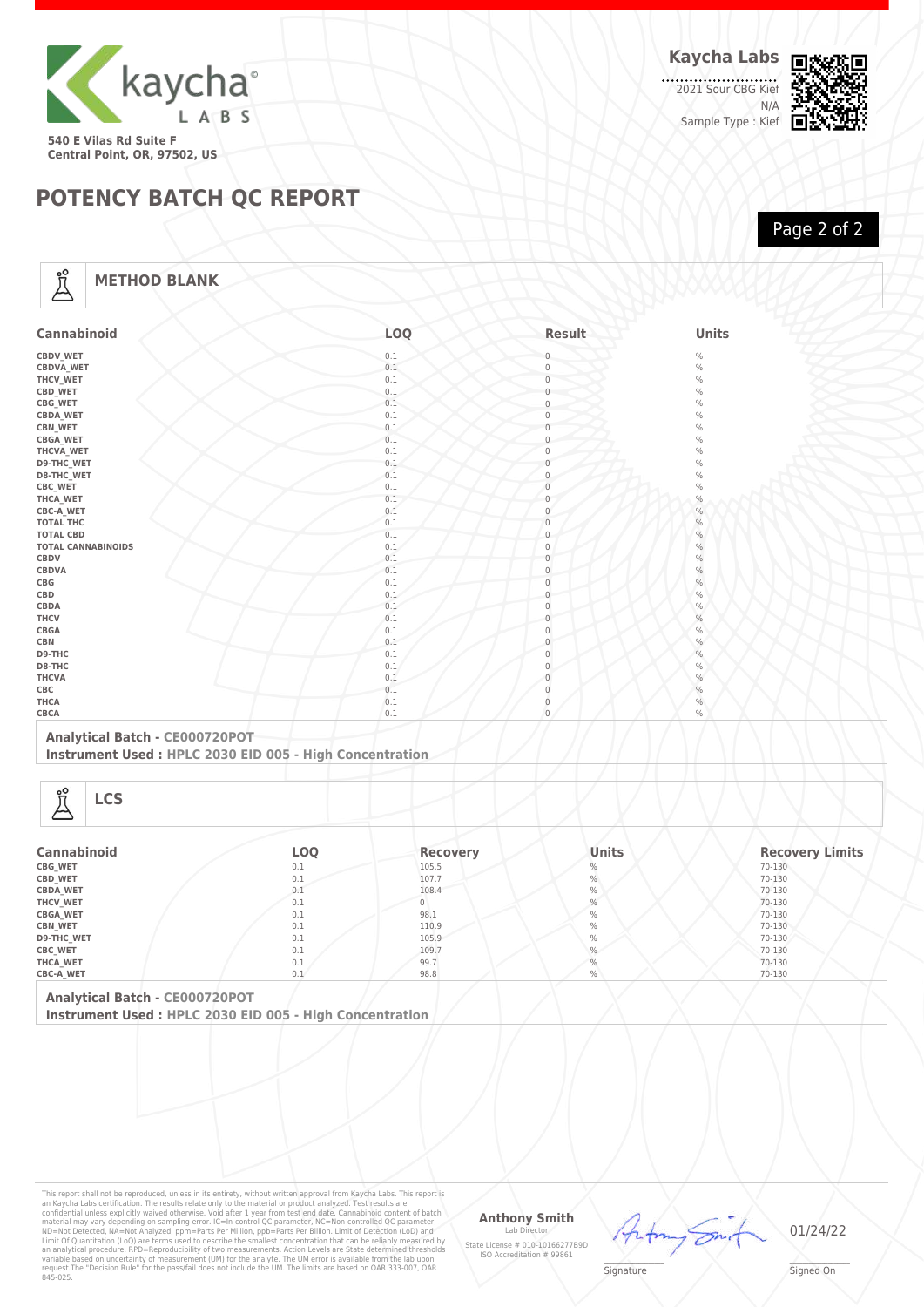540 E Vilas Rd Suite F
Central Point, OR, 97502, US

**Kaycha Labs**
2021 Sour CBG Kief
N/A
Sample Type : Kief

# POTENCY BATCH QC REPORT

## METHOD BLANK

| Cannabinoid | LOQ | Result | Units |
|---|---|---|---|
| CBDV_WET | 0.1 | 0 | % |
| CBDVA_WET | 0.1 | 0 | % |
| THCV_WET | 0.1 | 0 | % |
| CBD_WET | 0.1 | 0 | % |
| CBG_WET | 0.1 | 0 | % |
| CBDA_WET | 0.1 | 0 | % |
| CBN_WET | 0.1 | 0 | % |
| CBGA_WET | 0.1 | 0 | % |
| THCVA_WET | 0.1 | 0 | % |
| D9-THC_WET | 0.1 | 0 | % |
| D8-THC_WET | 0.1 | 0 | % |
| CBC_WET | 0.1 | 0 | % |
| THCA_WET | 0.1 | 0 | % |
| CBC-A_WET | 0.1 | 0 | % |
| TOTAL THC | 0.1 | 0 | % |
| TOTAL CBD | 0.1 | 0 | % |
| TOTAL CANNABINOIDS | 0.1 | 0 | % |
| CBDV | 0.1 | 0 | % |
| CBDVA | 0.1 | 0 | % |
| CBG | 0.1 | 0 | % |
| CBD | 0.1 | 0 | % |
| CBDA | 0.1 | 0 | % |
| THCV | 0.1 | 0 | % |
| CBGA | 0.1 | 0 | % |
| CBN | 0.1 | 0 | % |
| D9-THC | 0.1 | 0 | % |
| D8-THC | 0.1 | 0 | % |
| THCVA | 0.1 | 0 | % |
| CBC | 0.1 | 0 | % |
| THCA | 0.1 | 0 | % |
| CBCA | 0.1 | 0 | % |

**Analytical Batch - CE000720POT**
**Instrument Used : HPLC 2030 EID 005 - High Concentration**

## LCS

| Cannabinoid | LOQ | Recovery | Units | Recovery Limits |
|---|---|---|---|---|
| CBG_WET | 0.1 | 105.5 | % | 70-130 |
| CBD_WET | 0.1 | 107.7 | % | 70-130 |
| CBDA_WET | 0.1 | 108.4 | % | 70-130 |
| THCV_WET | 0.1 | 0 | % | 70-130 |
| CBGA_WET | 0.1 | 98.1 | % | 70-130 |
| CBN_WET | 0.1 | 110.9 | % | 70-130 |
| D9-THC_WET | 0.1 | 105.9 | % | 70-130 |
| CBC_WET | 0.1 | 109.7 | % | 70-130 |
| THCA_WET | 0.1 | 99.7 | % | 70-130 |
| CBC-A_WET | 0.1 | 98.8 | % | 70-130 |

**Analytical Batch - CE000720POT**
**Instrument Used : HPLC 2030 EID 005 - High Concentration**

This report shall not be reproduced, unless in its entirety, without written approval from Kaycha Labs. This report is an Kaycha Labs certification. The results relate only to the material or product analyzed. Test results are confidential unless explicitly waived otherwise. Void after 1 year from test end date. Cannabinoid content of batch material may vary depending on sampling error. IC=In-control QC parameter, NC=Non-controlled QC parameter, ND=Not Detected, NA=Not Analyzed, ppm=Parts Per Million, ppb=Parts Per Billion. Limit of Detection (LoD) and Limit Of Quantitation (LoQ) are terms used to describe the smallest concentration that can be reliably measured by an analytical procedure. RPD=Reproducibility of two measurements. Action Levels are State determined thresholds variable based on uncertainty of measurement (UM) for the analyte. The UM error is available from the lab upon request.The "Decision Rule" for the pass/fail does not include the UM. The limits are based on OAR 333-007, OAR 845-025.

**Anthony Smith**
Lab Director
State License # 010-10166277B9D
ISO Accreditation # 99861

Signature

01/24/22
Signed On